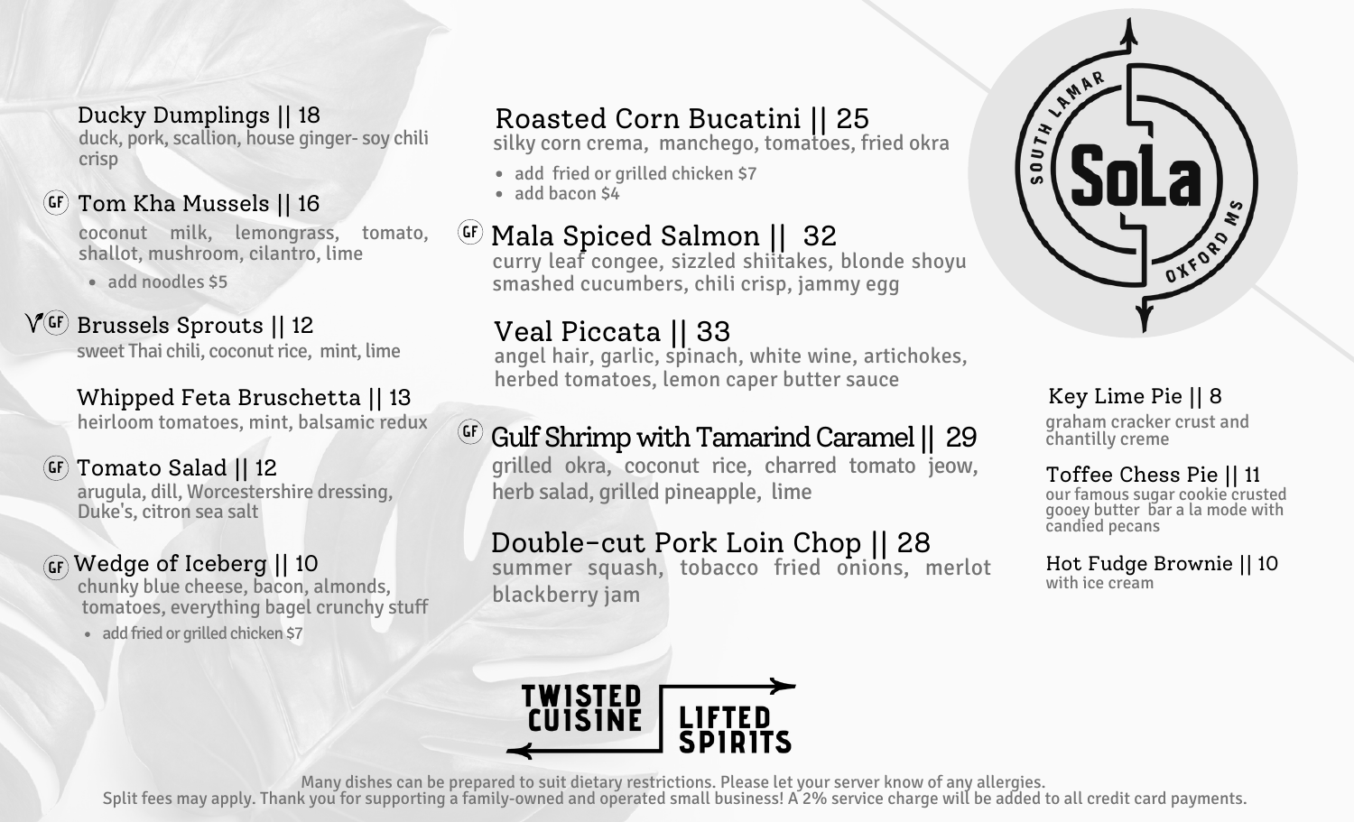**Ducky Dumplings || 18**
duck, pork, scallion, house ginger- soy chili crisp

GF **Tom Kha Mussels || 16**
coconut milk, lemongrass, tomato, shallot, mushroom, cilantro, lime

- add noodles $5

V GF **Brussels Sprouts || 12**
sweet Thai chili, coconut rice, mint, lime

**Whipped Feta Bruschetta || 13**
heirloom tomatoes, mint, balsamic redux

GF **Tomato Salad || 12**
arugula, dill, Worcestershire dressing, Duke's, citron sea salt

GF **Wedge of Iceberg || 10**
chunky blue cheese, bacon, almonds, tomatoes, everything bagel crunchy stuff

- add fried or grilled chicken $7

**Roasted Corn Bucatini || 25**
silky corn crema, manchego, tomatoes, fried okra

- add fried or grilled chicken $7
- add bacon $4

GF **Mala Spiced Salmon || 32**
curry leaf congee, sizzled shiitakes, blonde shoyu smashed cucumbers, chili crisp, jammy egg

**Veal Piccata || 33**
angel hair, garlic, spinach, white wine, artichokes, herbed tomatoes, lemon caper butter sauce

GF **Gulf Shrimp with Tamarind Caramel || 29**
grilled okra, coconut rice, charred tomato jeow, herb salad, grilled pineapple, lime

**Double-cut Pork Loin Chop || 28**
summer squash, tobacco fried onions, merlot blackberry jam

SOUTH LAMAR SoLa OXFORD MS

**Key Lime Pie || 8**
graham cracker crust and chantilly creme

**Toffee Chess Pie || 11**
our famous sugar cookie crusted gooey butter bar a la mode with candied pecans

**Hot Fudge Brownie || 10**
with ice cream

TWISTED CUISINE | LIFTED SPIRITS

Many dishes can be prepared to suit dietary restrictions. Please let your server know of any allergies.
Split fees may apply. Thank you for supporting a family-owned and operated small business! A 2% service charge will be added to all credit card payments.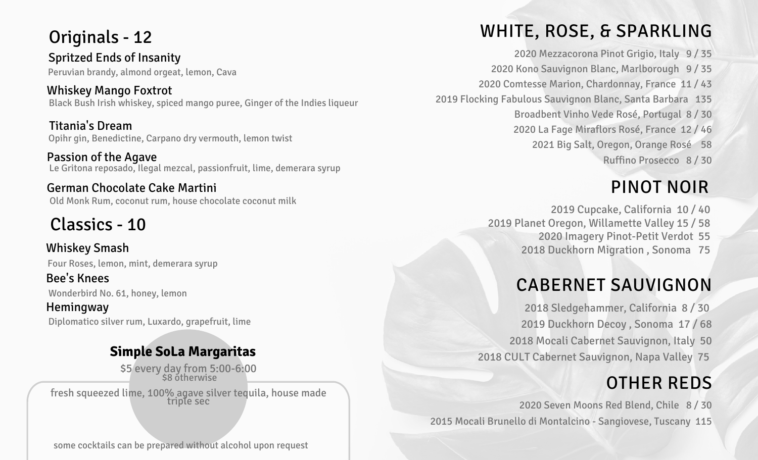## Originals - 12

### Spritzed Ends of Insanity

Peruvian brandy, almond orgeat, lemon, Cava

### Whiskey Mango Foxtrot

Black Bush Irish whiskey, spiced mango puree, Ginger of the Indies liqueur

### Titania's Dream

Opihr gin, Benedictine, Carpano dry vermouth, lemon twist

### Passion of the Agave

Le Gritona reposado, Ilegal mezcal, passionfruit, lime, demerara syrup

### German Chocolate Cake Martini

Old Monk Rum, coconut rum, house chocolate coconut milk

## Classics - 10

### Whiskey Smash

Four Roses, lemon, mint, demerara syrup

### Bee's Knees

Wonderbird No. 61, honey, lemon

### Hemingway

Diplomatico silver rum, Luxardo, grapefruit, lime

### **Simple SoLa Margaritas**

$5 every day from 5:00-6:00
$8 otherwise

fresh squeezed lime, 100% agave silver tequila, house made triple sec

some cocktails can be prepared without alcohol upon request

## WHITE, ROSE, & SPARKLING

2020 Mezzacorona Pinot Grigio, Italy 9 / 35
2020 Kono Sauvignon Blanc, Marlborough 9 / 35
2020 Comtesse Marion, Chardonnay, France 11 / 43
2019 Flocking Fabulous Sauvignon Blanc, Santa Barbara 135
Broadbent Vinho Vede Rosé, Portugal 8 / 30
2020 La Fage Miraflors Rosé, France 12 / 46
2021 Big Salt, Oregon, Orange Rosé 58
Ruffino Prosecco 8 / 30

## PINOT NOIR

2019 Cupcake, California 10 / 40
2019 Planet Oregon, Willamette Valley 15 / 58
2020 Imagery Pinot-Petit Verdot 55
2018 Duckhorn Migration , Sonoma 75

## CABERNET SAUVIGNON

2018 Sledgehammer, California 8 / 30
2019 Duckhorn Decoy , Sonoma 17 / 68
2018 Mocali Cabernet Sauvignon, Italy 50
2018 CULT Cabernet Sauvignon, Napa Valley 75

## OTHER REDS

2020 Seven Moons Red Blend, Chile 8 / 30
2015 Mocali Brunello di Montalcino - Sangiovese, Tuscany 115